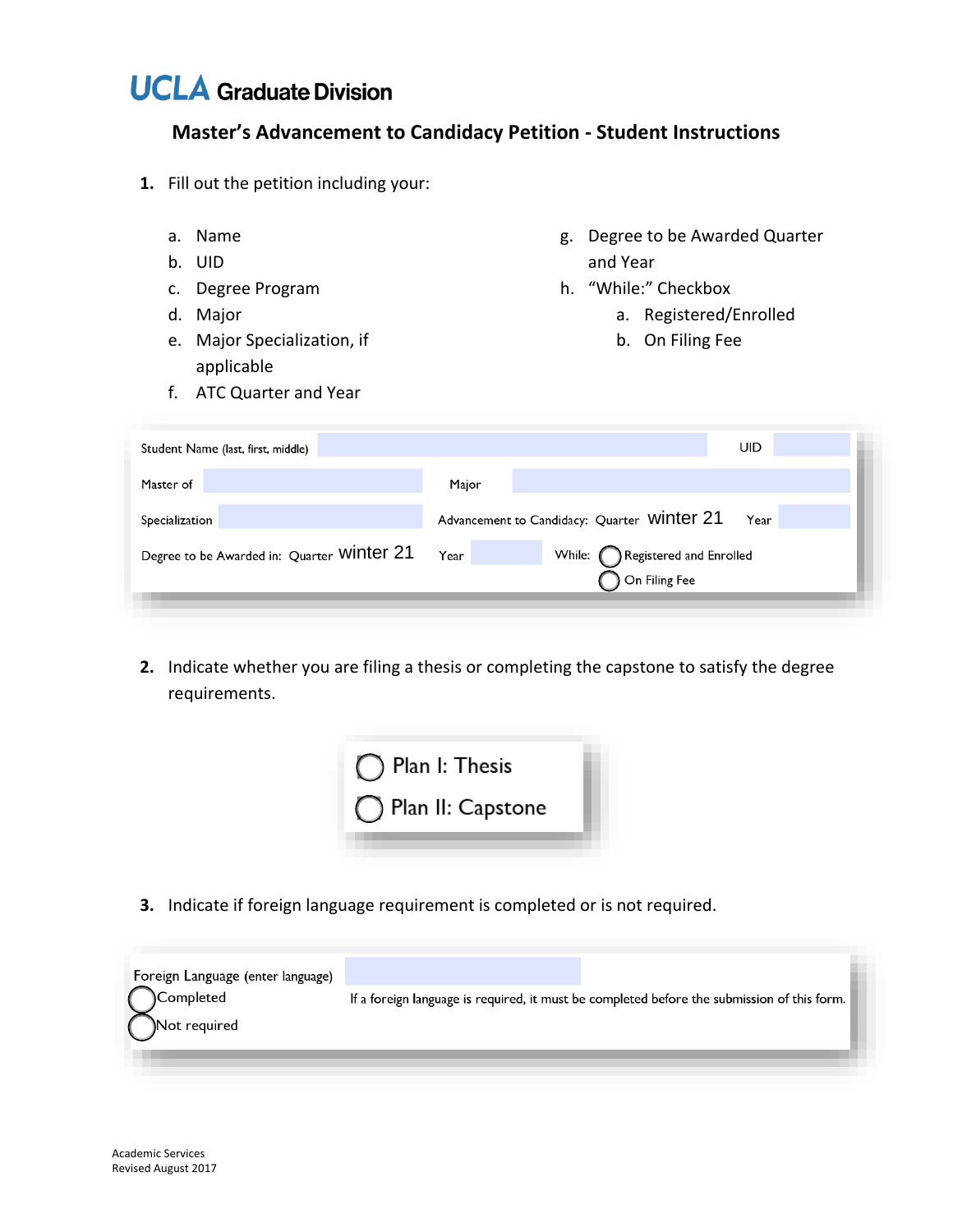# UCLA Graduate Division

## Master's Advancement to Candidacy Petition - Student Instructions

1. Fill out the petition including your:

   a. Name
   b. UID
   c. Degree Program
   d. Major
   e. Major Specialization, if applicable
   f. ATC Quarter and Year
   g. Degree to be Awarded Quarter and Year
   h. "While:" Checkbox
      a. Registered/Enrolled
      b. On Filing Fee

| Student Name (last, first, middle) | | | | UID | |
|---|---|---|---|---|---|
| Master of | | Major | | | |
| Specialization | | Advancement to Candidacy: Quarter | winter 21 | Year | |
| Degree to be Awarded in: Quarter | winter 21 | Year | | While: | ◯ Registered and Enrolled<br>◯ On Filing Fee |

2. Indicate whether you are filing a thesis or completing the capstone to satisfy the degree requirements.

   ◯ Plan I: Thesis
   ◯ Plan II: Capstone

3. Indicate if foreign language requirement is completed or is not required.

Foreign Language (enter language) ______

◯ Completed
◯ Not required

If a foreign language is required, it must be completed before the submission of this form.

Academic Services
Revised August 2017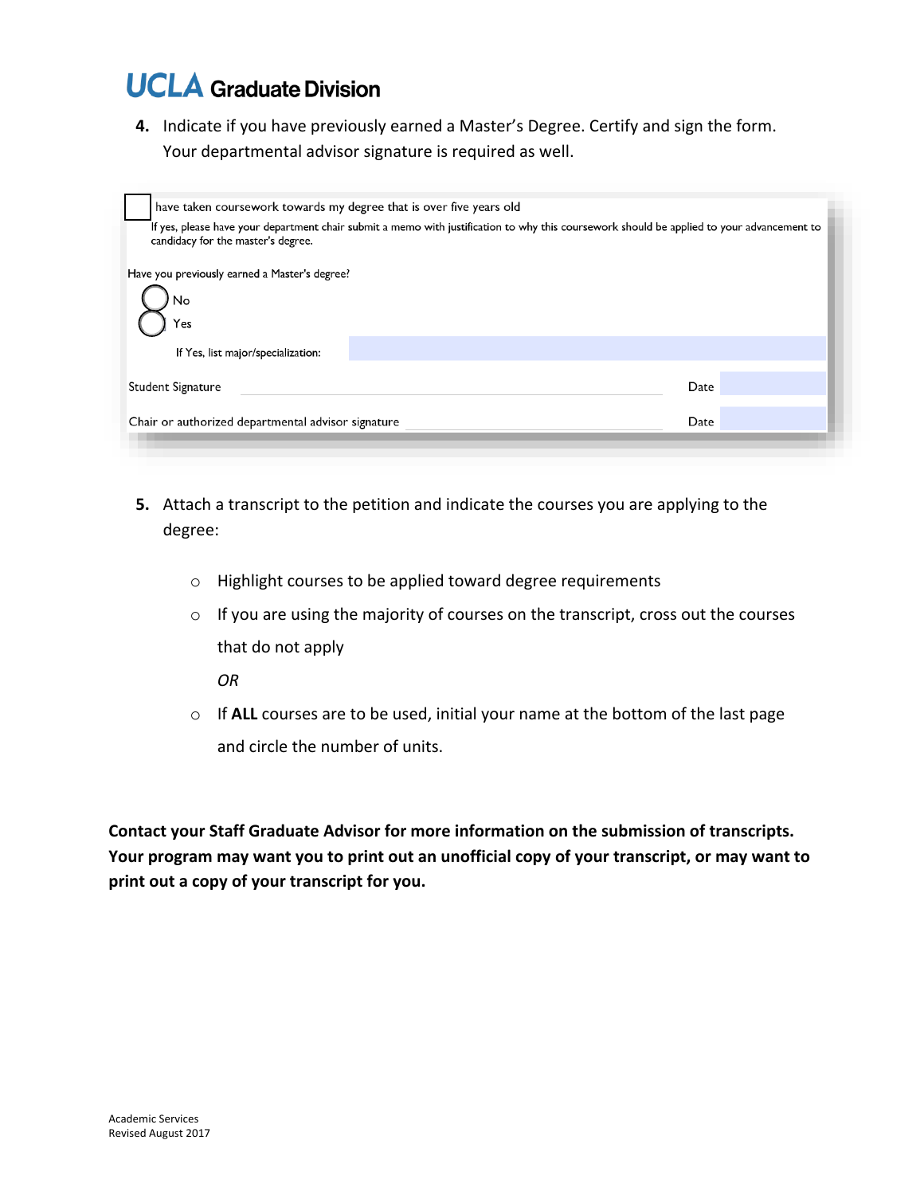# UCLA Graduate Division

4. Indicate if you have previously earned a Master's Degree. Certify and sign the form. Your departmental advisor signature is required as well.

☐ have taken coursework towards my degree that is over five years old

If yes, please have your department chair submit a memo with justification to why this coursework should be applied to your advancement to candidacy for the master's degree.

Have you previously earned a Master's degree?

○ No

○ Yes

If Yes, list major/specialization: ____________________

Student Signature ____________________ Date ________

Chair or authorized departmental advisor signature ____________________ Date ________

5. Attach a transcript to the petition and indicate the courses you are applying to the degree:

   - Highlight courses to be applied toward degree requirements
   - If you are using the majority of courses on the transcript, cross out the courses that do not apply

     *OR*

   - If **ALL** courses are to be used, initial your name at the bottom of the last page and circle the number of units.

**Contact your Staff Graduate Advisor for more information on the submission of transcripts. Your program may want you to print out an unofficial copy of your transcript, or may want to print out a copy of your transcript for you.**

Academic Services
Revised August 2017